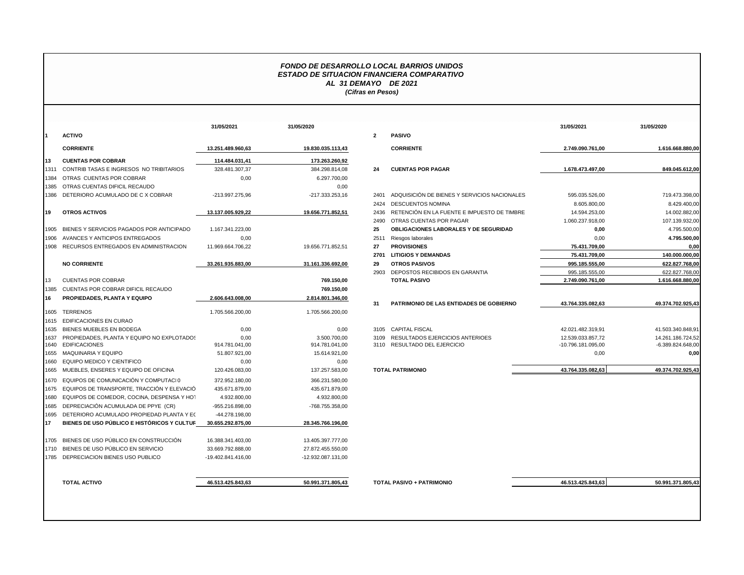*FONDO DE DESARROLLO LOCAL BARRIOS UNIDOS*
*ESTADO DE SITUACION FINANCIERA COMPARATIVO*
*AL 31 DEMAYO DE 2021*
*(Cifras en Pesos)*

| | | 31/05/2021 | 31/05/2020 |
|---|---|---|---|
| **1** | **ACTIVO** | | |
| | **CORRIENTE** | **13.251.489.960,63** | **19.830.035.113,43** |
| **13** | **CUENTAS POR COBRAR** | **114.484.031,41** | **173.263.260,92** |
| 1311 | CONTRIB TASAS E INGRESOS NO TRIBITARIOS | 328.481.307,37 | 384.298.814,08 |
| 1384 | OTRAS CUENTAS POR COBRAR | 0,00 | 6.297.700,00 |
| 1385 | OTRAS CUENTAS DIFICIL RECAUDO | | 0,00 |
| 1386 | DETERIORO ACUMULADO DE C X COBRAR | -213.997.275,96 | -217.333.253,16 |
| **19** | **OTROS ACTIVOS** | **13.137.005.929,22** | **19.656.771.852,51** |
| 1905 | BIENES Y SERVICIOS PAGADOS POR ANTICIPADO | 1.167.341.223,00 | |
| 1906 | AVANCES Y ANTICIPOS ENTREGADOS | 0,00 | |
| 1908 | RECURSOS ENTREGADOS EN ADMINISTRACION | 11.969.664.706,22 | 19.656.771.852,51 |
| | **NO CORRIENTE** | **33.261.935.883,00** | **31.161.336.692,00** |
| 13 | CUENTAS POR COBRAR | | **769.150,00** |
| 1385 | CUENTAS POR COBRAR DIFICIL RECAUDO | | **769.150,00** |
| **16** | **PROPIEDADES, PLANTA Y EQUIPO** | **2.606.643.008,00** | **2.814.801.346,00** |
| 1605 | TERRENOS | 1.705.566.200,00 | 1.705.566.200,00 |
| 1615 | EDIFICACIONES EN CURAO | | |
| 1635 | BIENES MUEBLES EN BODEGA | 0,00 | 0,00 |
| 1637 | PROPIEDADES, PLANTA Y EQUIPO NO EXPLOTADOS | 0,00 | 3.500.700,00 |
| 1640 | EDIFICACIONES | 914.781.041,00 | 914.781.041,00 |
| 1655 | MAQUINARIA Y EQUIPO | 51.807.921,00 | 15.614.921,00 |
| 1660 | EQUIPO MEDICO Y CIENTIFICO | 0,00 | 0,00 |
| 1665 | MUEBLES, ENSERES Y EQUIPO DE OFICINA | 120.426.083,00 | 137.257.583,00 |
| 1670 | EQUIPOS DE COMUNICACIÓN Y COMPUTACIÓN | 372.952.180,00 | 366.231.580,00 |
| 1675 | EQUIPOS DE TRANSPORTE, TRACCIÓN Y ELEVACIÓN | 435.671.879,00 | 435.671.879,00 |
| 1680 | EQUIPOS DE COMEDOR, COCINA, DESPENSA Y HOT | 4.932.800,00 | 4.932.800,00 |
| 1685 | DEPRECIACIÓN ACUMULADA DE PPYE (CR) | -955.216.898,00 | -768.755.358,00 |
| 1695 | DETERIORO ACUMULADO PROPIEDAD PLANTA Y EQ | -44.278.198,00 | |
| **17** | **BIENES DE USO PÚBLICO E HISTÓRICOS Y CULTUR** | **30.655.292.875,00** | **28.345.766.196,00** |
| 1705 | BIENES DE USO PÚBLICO EN CONSTRUCCIÓN | 16.388.341.403,00 | 13.405.397.777,00 |
| 1710 | BIENES DE USO PÚBLICO EN SERVICIO | 33.669.792.888,00 | 27.872.455.550,00 |
| 1785 | DEPRECIACION BIENES USO PUBLICO | -19.402.841.416,00 | -12.932.087.131,00 |
| | **TOTAL ACTIVO** | **46.513.425.843,63** | **50.991.371.805,43** |

| | | 31/05/2021 | 31/05/2020 |
|---|---|---|---|
| **2** | **PASIVO** | | |
| | **CORRIENTE** | **2.749.090.761,00** | **1.616.668.880,00** |
| **24** | **CUENTAS POR PAGAR** | **1.678.473.497,00** | **849.045.612,00** |
| 2401 | ADQUISICIÓN DE BIENES Y SERVICIOS NACIONALES | 595.035.526,00 | 719.473.398,00 |
| 2424 | DESCUENTOS NOMINA | 8.605.800,00 | 8.429.400,00 |
| 2436 | RETENCIÓN EN LA FUENTE E IMPUESTO DE TIMBRE | 14.594.253,00 | 14.002.882,00 |
| 2490 | OTRAS CUENTAS POR PAGAR | 1.060.237.918,00 | 107.139.932,00 |
| **25** | **OBLIGACIONES LABORALES Y DE SEGURIDAD** | **0,00** | 4.795.500,00 |
| 2511 | Riesgos laborales | 0,00 | **4.795.500,00** |
| **27** | **PROVISIONES** | **75.431.709,00** | **0,00** |
| **2701** | **LITIGIOS Y DEMANDAS** | **75.431.709,00** | **140.000.000,00** |
| **29** | **OTROS PASIVOS** | **995.185.555,00** | **622.827.768,00** |
| 2903 | DEPOSTOS RECIBIDOS EN GARANTIA | 995.185.555,00 | 622.827.768,00 |
| | **TOTAL PASIVO** | **2.749.090.761,00** | **1.616.668.880,00** |
| **31** | **PATRIMONIO DE LAS ENTIDADES DE GOBIERNO** | **43.764.335.082,63** | **49.374.702.925,43** |
| 3105 | CAPITAL FISCAL | 42.021.482.319,91 | 41.503.340.848,91 |
| 3109 | RESULTADOS EJERCICIOS ANTERIOES | 12.539.033.857,72 | 14.261.186.724,52 |
| 3110 | RESULTADO DEL EJERCICIO | -10.796.181.095,00 | -6.389.824.648,00 |
| | | 0,00 | **0,00** |
| | **TOTAL PATRIMONIO** | **43.764.335.082,63** | **49.374.702.925,43** |
| | **TOTAL PASIVO + PATRIMONIO** | **46.513.425.843,63** | **50.991.371.805,43** |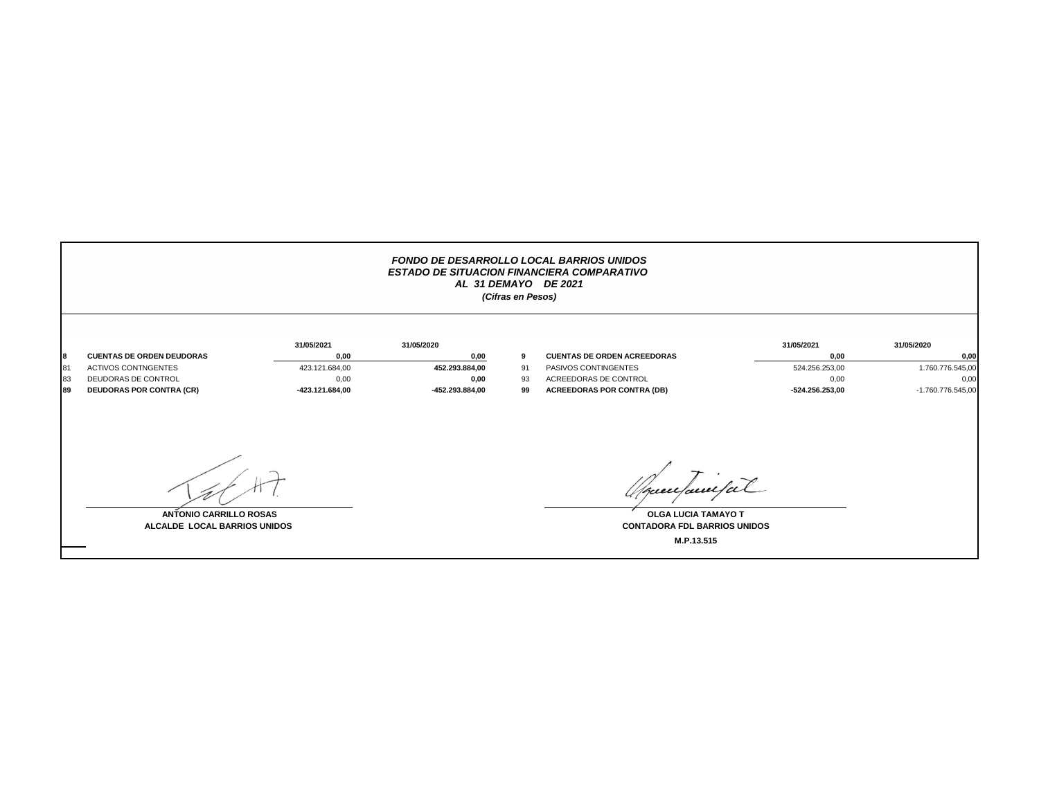***FONDO DE DESARROLLO LOCAL BARRIOS UNIDOS***
***ESTADO DE SITUACION FINANCIERA COMPARATIVO***
***AL 31 DEMAYO DE 2021***
***(Cifras en Pesos)***

| | | 31/05/2021 | 31/05/2020 | | | 31/05/2021 | 31/05/2020 |
|---|---|---|---|---|---|---|---|
| **8** | **CUENTAS DE ORDEN DEUDORAS** | **0,00** | **0,00** | **9** | **CUENTAS DE ORDEN ACREEDORAS** | **0,00** | **0,00** |
| 81 | ACTIVOS CONTNGENTES | 423.121.684,00 | **452.293.884,00** | 91 | PASIVOS CONTINGENTES | 524.256.253,00 | 1.760.776.545,00 |
| 83 | DEUDORAS DE CONTROL | 0,00 | **0,00** | 93 | ACREEDORAS DE CONTROL | 0,00 | 0,00 |
| **89** | **DEUDORAS POR CONTRA (CR)** | **-423.121.684,00** | **-452.293.884,00** | **99** | **ACREEDORAS POR CONTRA (DB)** | **-524.256.253,00** | -1.760.776.545,00 |

**ANTONIO CARRILLO ROSAS**
**ALCALDE LOCAL BARRIOS UNIDOS**

**OLGA LUCIA TAMAYO T**
**CONTADORA FDL BARRIOS UNIDOS**
**M.P.13.515**